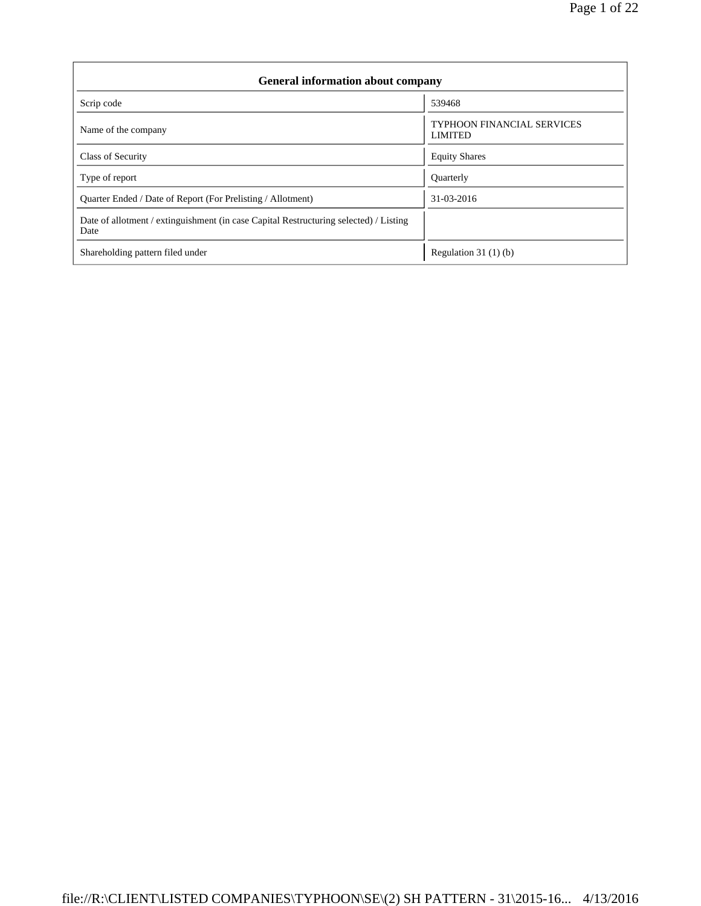| General information about company | |
|---|---|
| Scrip code | 539468 |
| Name of the company | TYPHOON FINANCIAL SERVICES LIMITED |
| Class of Security | Equity Shares |
| Type of report | Quarterly |
| Quarter Ended / Date of Report (For Prelisting / Allotment) | 31-03-2016 |
| Date of allotment / extinguishment (in case Capital Restructuring selected) / Listing Date | |
| Shareholding pattern filed under | Regulation 31 (1) (b) |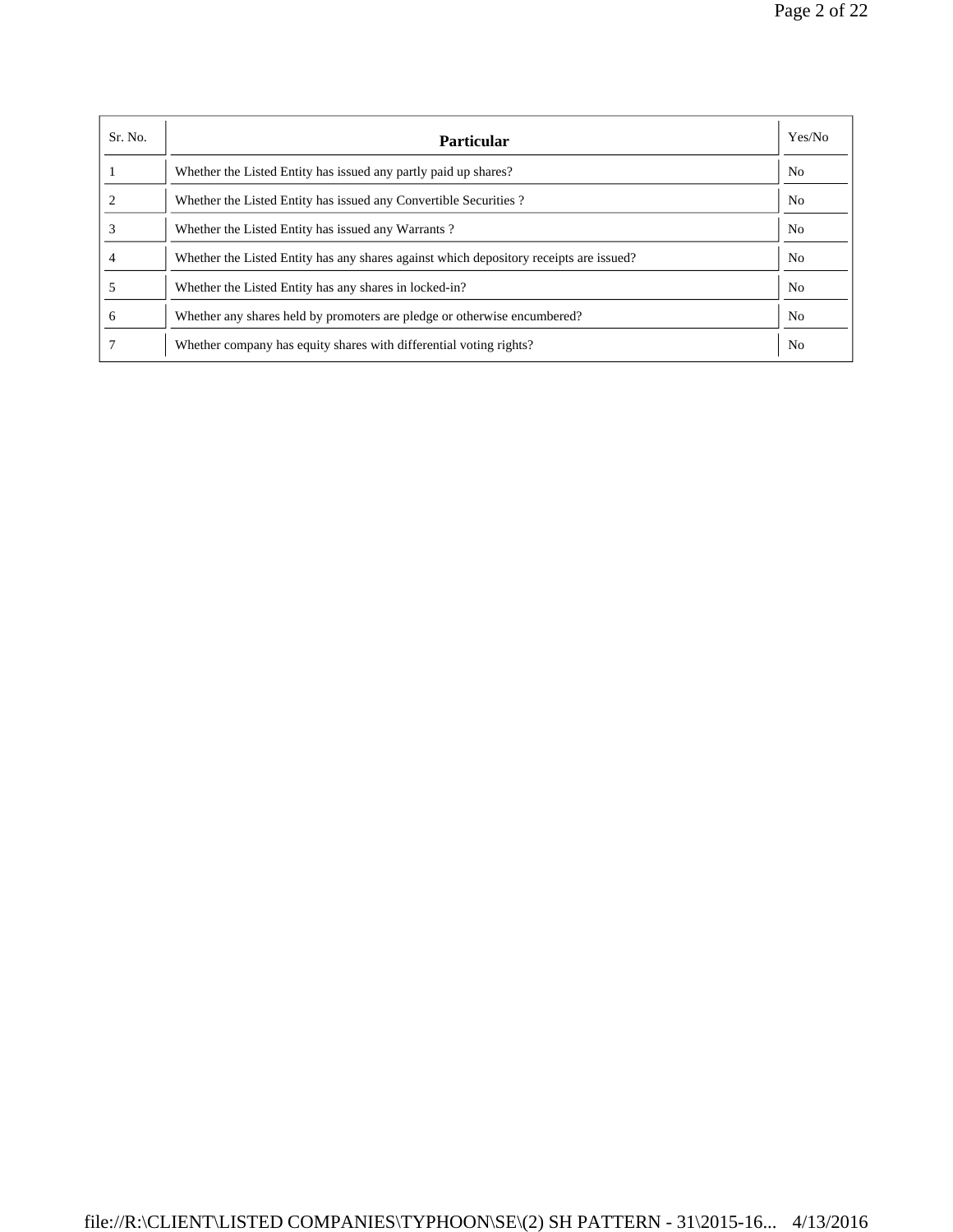| Sr. No. | Particular | Yes/No |
| --- | --- | --- |
| 1 | Whether the Listed Entity has issued any partly paid up shares? | No |
| 2 | Whether the Listed Entity has issued any Convertible Securities ? | No |
| 3 | Whether the Listed Entity has issued any Warrants ? | No |
| 4 | Whether the Listed Entity has any shares against which depository receipts are issued? | No |
| 5 | Whether the Listed Entity has any shares in locked-in? | No |
| 6 | Whether any shares held by promoters are pledge or otherwise encumbered? | No |
| 7 | Whether company has equity shares with differential voting rights? | No |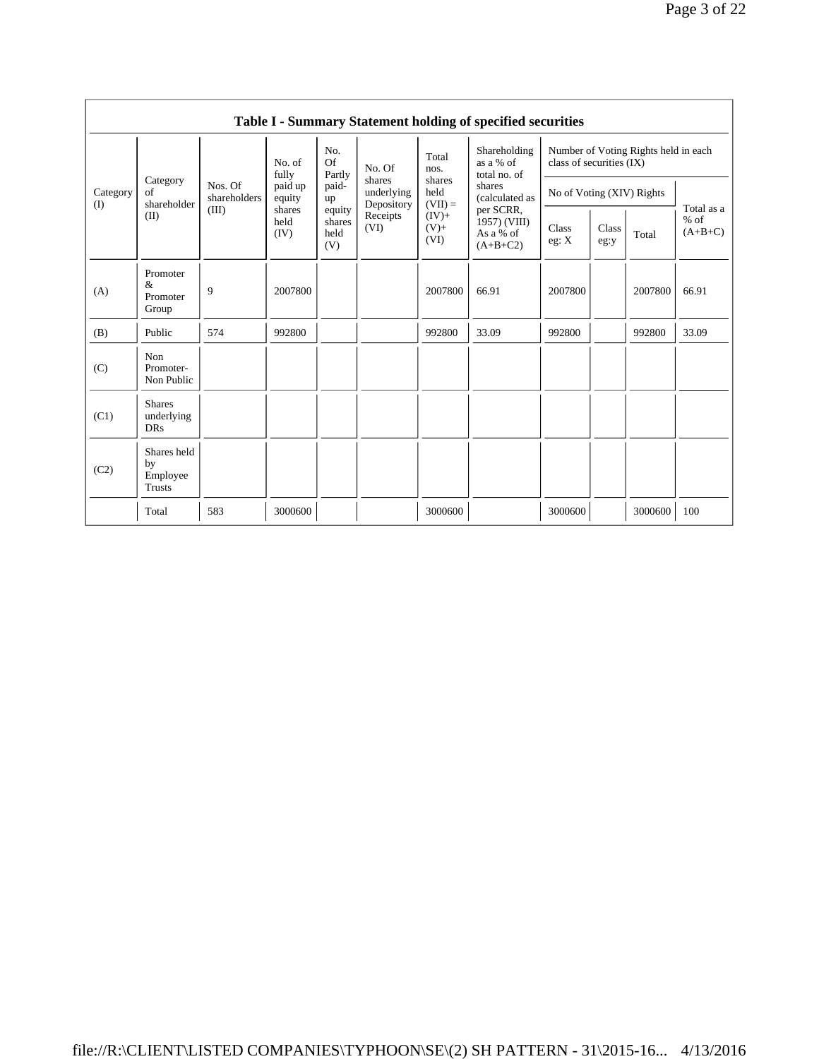## Table I - Summary Statement holding of specified securities

| Category (I) | Category of shareholder (II) | Nos. Of shareholders (III) | No. of fully paid up equity shares held (IV) | No. Of Partly paid-up equity shares held (V) | No. Of shares underlying Depository Receipts (VI) | Total nos. shares held (VII) = (IV)+ (V)+ (VI) | Shareholding as a % of total no. of shares (calculated as per SCRR, 1957) (VIII) As a % of (A+B+C2) | Number of Voting Rights held in each class of securities (IX) | | | |
|---|---|---|---|---|---|---|---|---|---|---|---|
| | | | | | | | | No of Voting (XIV) Rights | | | Total as a % of (A+B+C) |
| | | | | | | | | Class eg: X | Class eg:y | Total | |
| (A) | Promoter & Promoter Group | 9 | 2007800 | | | 2007800 | 66.91 | 2007800 | | 2007800 | 66.91 |
| (B) | Public | 574 | 992800 | | | 992800 | 33.09 | 992800 | | 992800 | 33.09 |
| (C) | Non Promoter- Non Public | | | | | | | | | | |
| (C1) | Shares underlying DRs | | | | | | | | | | |
| (C2) | Shares held by Employee Trusts | | | | | | | | | | |
| | Total | 583 | 3000600 | | | 3000600 | | 3000600 | | 3000600 | 100 |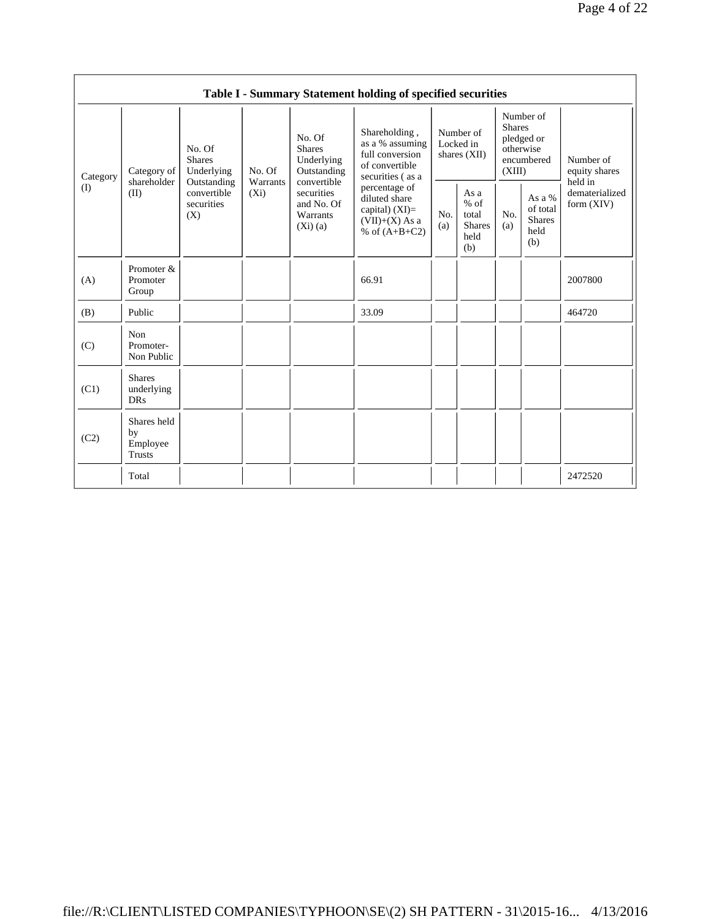| Table I - Summary Statement holding of specified securities | | | | | | | | | | |
|---|---|---|---|---|---|---|---|---|---|---|
| Category (I) | Category of shareholder (II) | No. Of Shares Underlying Outstanding convertible securities (X) | No. Of Warrants (Xi) | No. Of Shares Underlying Outstanding convertible securities and No. Of Warrants (Xi) (a) | Shareholding , as a % assuming full conversion of convertible securities ( as a percentage of diluted share capital) (XI)= (VII)+(X) As a % of (A+B+C2) | Number of Locked in shares (XII) | | Number of Shares pledged or otherwise encumbered (XIII) | | Number of equity shares held in dematerialized form (XIV) |
| | | | | | | No. (a) | As a % of total Shares held (b) | No. (a) | As a % of total Shares held (b) | |
| (A) | Promoter & Promoter Group | | | | 66.91 | | | | | 2007800 |
| (B) | Public | | | | 33.09 | | | | | 464720 |
| (C) | Non Promoter- Non Public | | | | | | | | | |
| (C1) | Shares underlying DRs | | | | | | | | | |
| (C2) | Shares held by Employee Trusts | | | | | | | | | |
| | Total | | | | | | | | | 2472520 |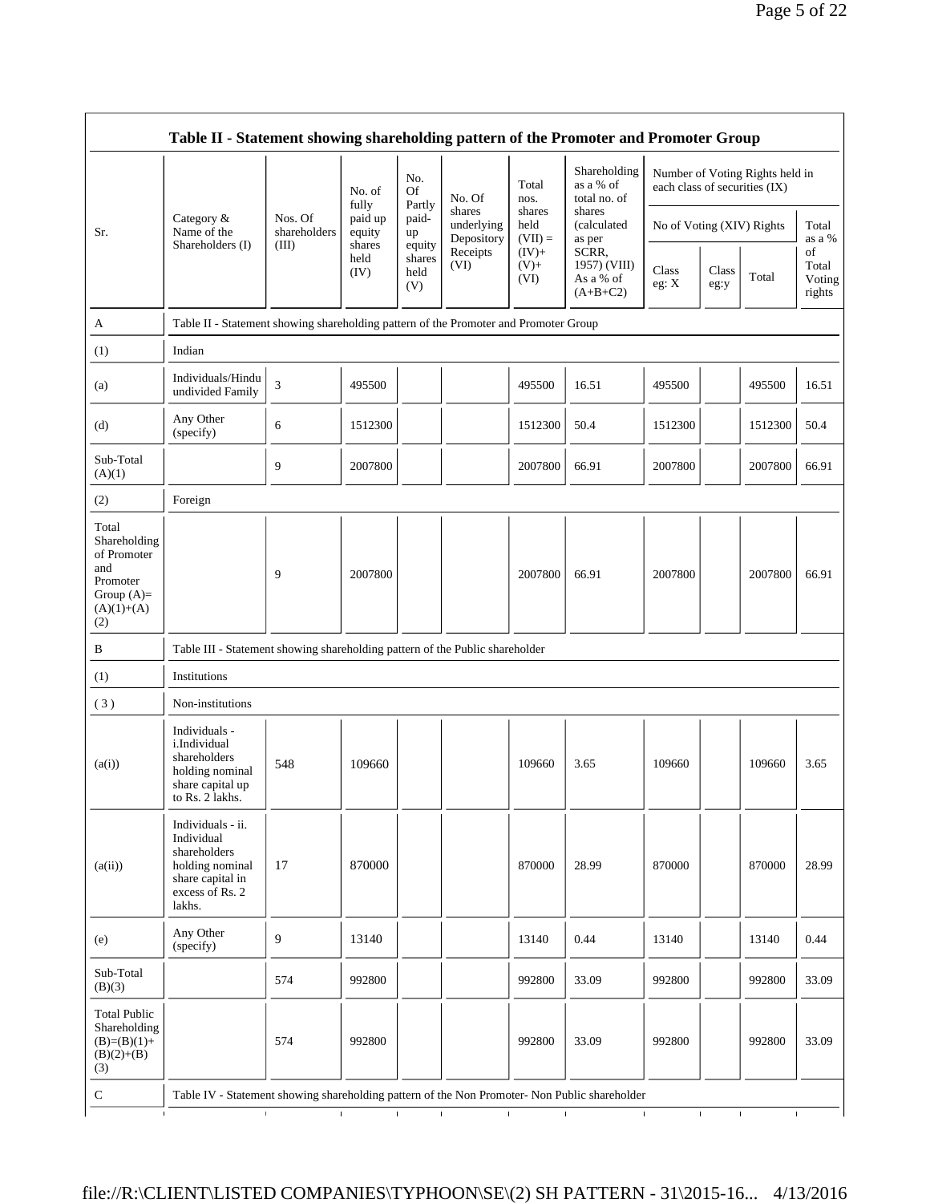## Table II - Statement showing shareholding pattern of the Promoter and Promoter Group

| Sr. | Category & Name of the Shareholders (I) | Nos. Of shareholders (III) | No. of fully paid up equity shares held (IV) | No. Of Partly paid-up equity shares held (V) | No. Of shares underlying Depository Receipts (VI) | Total nos. shares held (VII) = (IV)+ (V)+ (VI) | Shareholding as a % of total no. of shares (calculated as per SCRR, 1957) (VIII) As a % of (A+B+C2) | Number of Voting Rights held in each class of securities (IX) | | | |
|---|---|---|---|---|---|---|---|---|---|---|---|
| | | | | | | | | No of Voting (XIV) Rights | | | Total as a % of Total Voting rights |
| | | | | | | | | Class eg: X | Class eg:y | Total | |
| A | Table II - Statement showing shareholding pattern of the Promoter and Promoter Group | | | | | | | | | | |
| (1) | Indian | | | | | | | | | | |
| (a) | Individuals/Hindu undivided Family | 3 | 495500 | | | 495500 | 16.51 | 495500 | | 495500 | 16.51 |
| (d) | Any Other (specify) | 6 | 1512300 | | | 1512300 | 50.4 | 1512300 | | 1512300 | 50.4 |
| Sub-Total (A)(1) | | 9 | 2007800 | | | 2007800 | 66.91 | 2007800 | | 2007800 | 66.91 |
| (2) | Foreign | | | | | | | | | | |
| Total Shareholding of Promoter and Promoter Group (A)= (A)(1)+(A)(2) | | 9 | 2007800 | | | 2007800 | 66.91 | 2007800 | | 2007800 | 66.91 |
| B | Table III - Statement showing shareholding pattern of the Public shareholder | | | | | | | | | | |
| (1) | Institutions | | | | | | | | | | |
| (3) | Non-institutions | | | | | | | | | | |
| (a(i)) | Individuals - i.Individual shareholders holding nominal share capital up to Rs. 2 lakhs. | 548 | 109660 | | | 109660 | 3.65 | 109660 | | 109660 | 3.65 |
| (a(ii)) | Individuals - ii. Individual shareholders holding nominal share capital in excess of Rs. 2 lakhs. | 17 | 870000 | | | 870000 | 28.99 | 870000 | | 870000 | 28.99 |
| (e) | Any Other (specify) | 9 | 13140 | | | 13140 | 0.44 | 13140 | | 13140 | 0.44 |
| Sub-Total (B)(3) | | 574 | 992800 | | | 992800 | 33.09 | 992800 | | 992800 | 33.09 |
| Total Public Shareholding (B)=(B)(1)+(B)(2)+(B)(3) | | 574 | 992800 | | | 992800 | 33.09 | 992800 | | 992800 | 33.09 |
| C | Table IV - Statement showing shareholding pattern of the Non Promoter- Non Public shareholder | | | | | | | | | | |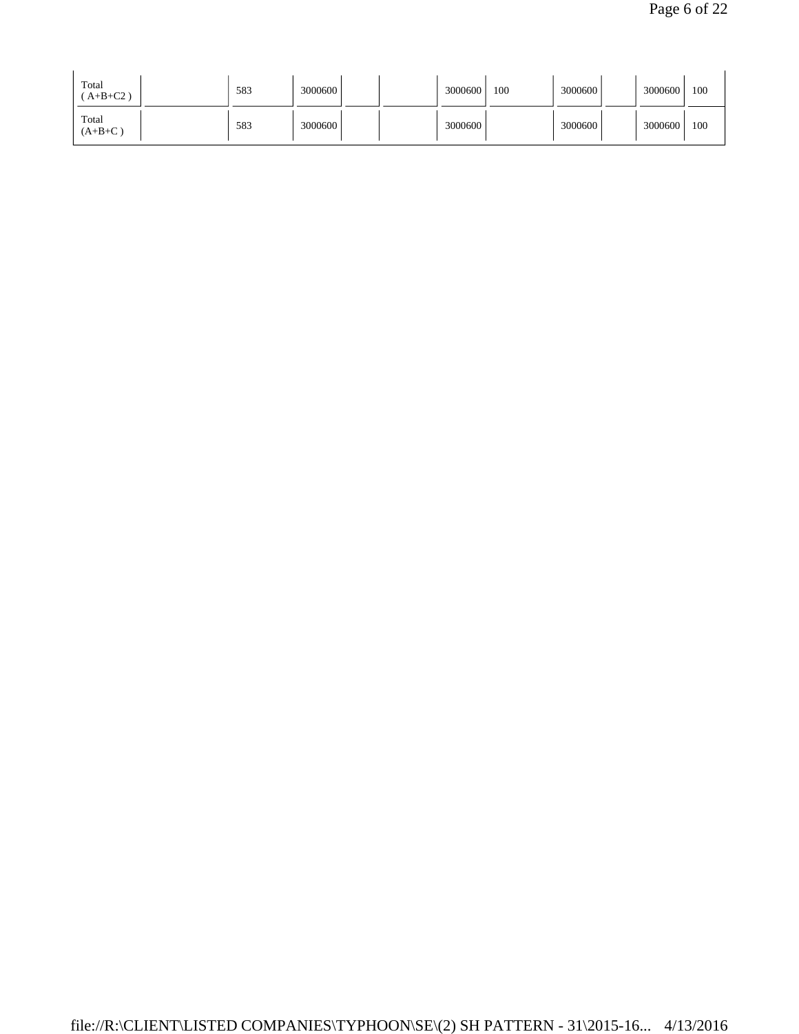| | | | | | | | | | | | |
|---|---|---|---|---|---|---|---|---|---|---|---|
| Total ( A+B+C2 ) | | 583 | 3000600 | | | 3000600 | 100 | 3000600 | | 3000600 | 100 |
| Total (A+B+C ) | | 583 | 3000600 | | | 3000600 | | 3000600 | | 3000600 | 100 |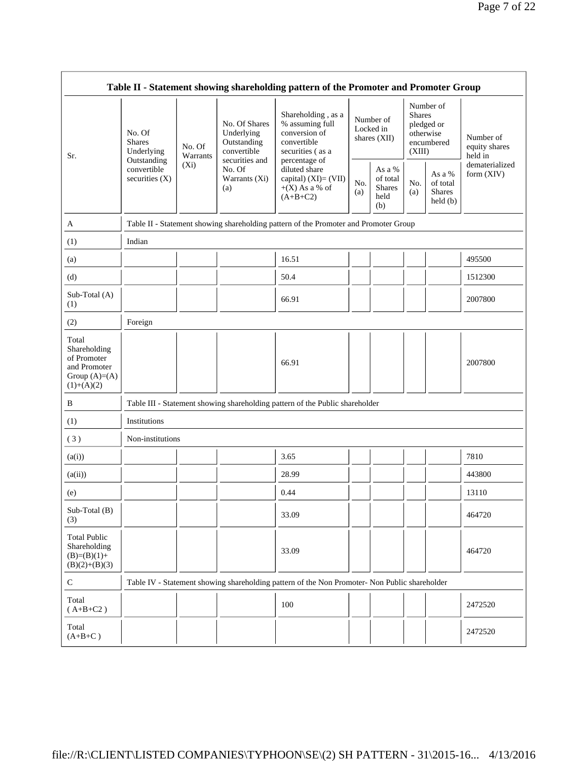| Table II - Statement showing shareholding pattern of the Promoter and Promoter Group | | | | | | | | | |
|---|---|---|---|---|---|---|---|---|---|
| Sr. | No. Of Shares Underlying Outstanding convertible securities (X) | No. Of Warrants (Xi) | No. Of Shares Underlying Outstanding convertible securities and No. Of Warrants (Xi) (a) | Shareholding , as a % assuming full conversion of convertible securities ( as a percentage of diluted share capital) (XI)= (VII)+(X) As a % of (A+B+C2) | Number of Locked in shares (XII) | | Number of Shares pledged or otherwise encumbered (XIII) | | Number of equity shares held in dematerialized form (XIV) |
| | | | | | No. (a) | As a % of total Shares held (b) | No. (a) | As a % of total Shares held (b) | |
| A | Table II - Statement showing shareholding pattern of the Promoter and Promoter Group | | | | | | | | |
| (1) | Indian | | | | | | | | |
| (a) | | | | 16.51 | | | | | 495500 |
| (d) | | | | 50.4 | | | | | 1512300 |
| Sub-Total (A) (1) | | | | 66.91 | | | | | 2007800 |
| (2) | Foreign | | | | | | | | |
| Total Shareholding of Promoter and Promoter Group (A)=(A)(1)+(A)(2) | | | | 66.91 | | | | | 2007800 |
| B | Table III - Statement showing shareholding pattern of the Public shareholder | | | | | | | | |
| (1) | Institutions | | | | | | | | |
| ( 3 ) | Non-institutions | | | | | | | | |
| (a(i)) | | | | 3.65 | | | | | 7810 |
| (a(ii)) | | | | 28.99 | | | | | 443800 |
| (e) | | | | 0.44 | | | | | 13110 |
| Sub-Total (B) (3) | | | | 33.09 | | | | | 464720 |
| Total Public Shareholding (B)=(B)(1)+(B)(2)+(B)(3) | | | | 33.09 | | | | | 464720 |
| C | Table IV - Statement showing shareholding pattern of the Non Promoter- Non Public shareholder | | | | | | | | |
| Total ( A+B+C2 ) | | | | 100 | | | | | 2472520 |
| Total (A+B+C ) | | | | | | | | | 2472520 |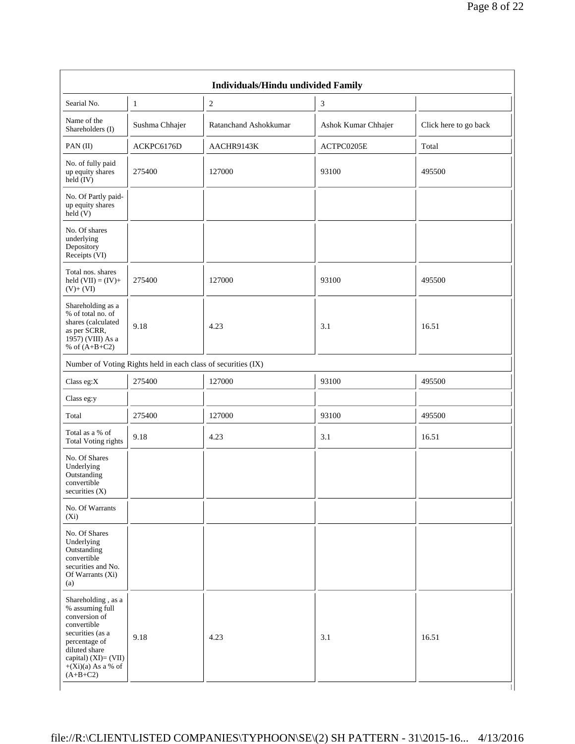| Individuals/Hindu undivided Family | | | | |
|---|---|---|---|---|
| Searial No. | 1 | 2 | 3 | |
| Name of the Shareholders (I) | Sushma Chhajer | Ratanchand Ashokkumar | Ashok Kumar Chhajer | Click here to go back |
| PAN (II) | ACKPC6176D | AACHR9143K | ACTPC0205E | Total |
| No. of fully paid up equity shares held (IV) | 275400 | 127000 | 93100 | 495500 |
| No. Of Partly paid-up equity shares held (V) | | | | |
| No. Of shares underlying Depository Receipts (VI) | | | | |
| Total nos. shares held (VII) = (IV)+(V)+ (VI) | 275400 | 127000 | 93100 | 495500 |
| Shareholding as a % of total no. of shares (calculated as per SCRR, 1957) (VIII) As a % of (A+B+C2) | 9.18 | 4.23 | 3.1 | 16.51 |
| Number of Voting Rights held in each class of securities (IX) | | | | |
| Class eg:X | 275400 | 127000 | 93100 | 495500 |
| Class eg:y | | | | |
| Total | 275400 | 127000 | 93100 | 495500 |
| Total as a % of Total Voting rights | 9.18 | 4.23 | 3.1 | 16.51 |
| No. Of Shares Underlying Outstanding convertible securities (X) | | | | |
| No. Of Warrants (Xi) | | | | |
| No. Of Shares Underlying Outstanding convertible securities and No. Of Warrants (Xi) (a) | | | | |
| Shareholding , as a % assuming full conversion of convertible securities (as a percentage of diluted share capital) (XI)= (VII)+(Xi)(a) As a % of (A+B+C2) | 9.18 | 4.23 | 3.1 | 16.51 |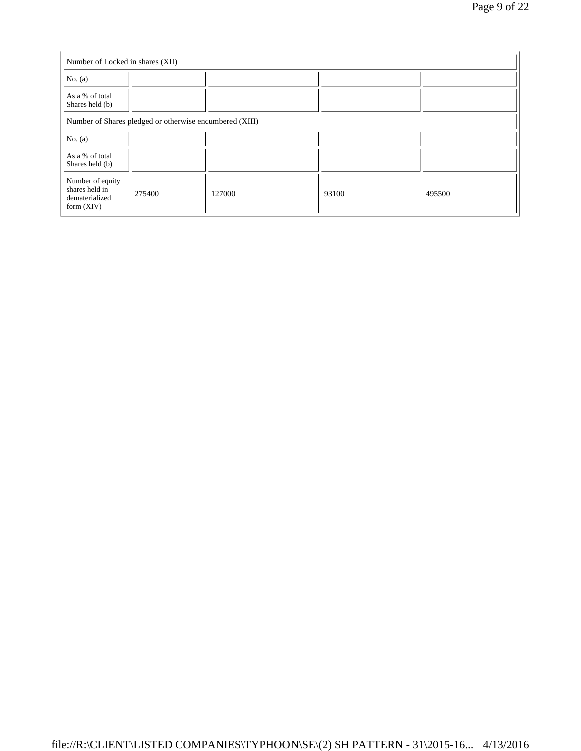| Number of Locked in shares (XII) | | | | |
|---|---|---|---|---|
| No. (a) | | | | |
| As a % of total Shares held (b) | | | | |
| Number of Shares pledged or otherwise encumbered (XIII) | | | | |
| No. (a) | | | | |
| As a % of total Shares held (b) | | | | |
| Number of equity shares held in dematerialized form (XIV) | 275400 | 127000 | 93100 | 495500 |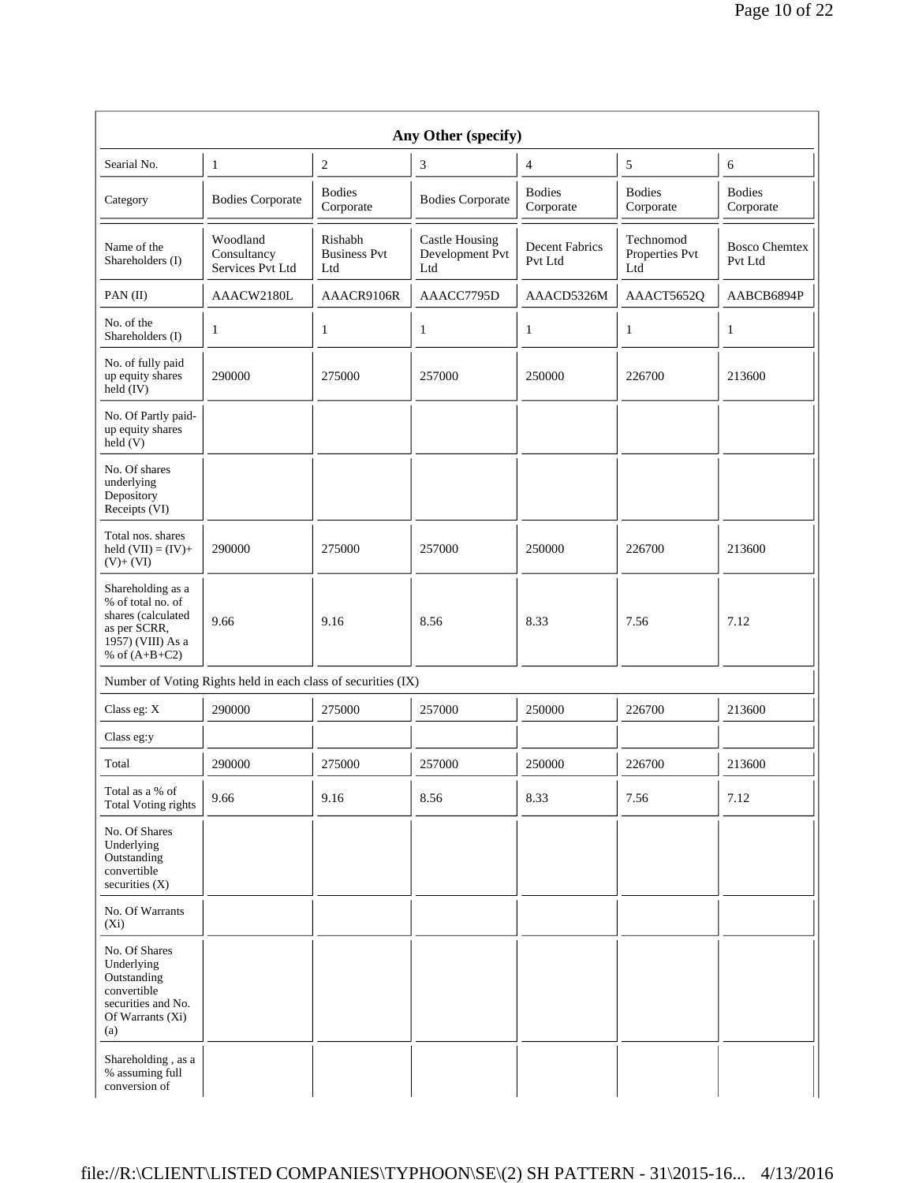| Any Other (specify) | | | | | | |
|---|---|---|---|---|---|---|
| Searial No. | 1 | 2 | 3 | 4 | 5 | 6 |
| Category | Bodies Corporate | Bodies Corporate | Bodies Corporate | Bodies Corporate | Bodies Corporate | Bodies Corporate |
| Name of the Shareholders (I) | Woodland Consultancy Services Pvt Ltd | Rishabh Business Pvt Ltd | Castle Housing Development Pvt Ltd | Decent Fabrics Pvt Ltd | Technomod Properties Pvt Ltd | Bosco Chemtex Pvt Ltd |
| PAN (II) | AAACW2180L | AAACR9106R | AAACC7795D | AAACD5326M | AAACT5652Q | AABCB6894P |
| No. of the Shareholders (I) | 1 | 1 | 1 | 1 | 1 | 1 |
| No. of fully paid up equity shares held (IV) | 290000 | 275000 | 257000 | 250000 | 226700 | 213600 |
| No. Of Partly paid-up equity shares held (V) | | | | | | |
| No. Of shares underlying Depository Receipts (VI) | | | | | | |
| Total nos. shares held (VII) = (IV)+ (V)+ (VI) | 290000 | 275000 | 257000 | 250000 | 226700 | 213600 |
| Shareholding as a % of total no. of shares (calculated as per SCRR, 1957) (VIII) As a % of (A+B+C2) | 9.66 | 9.16 | 8.56 | 8.33 | 7.56 | 7.12 |
| Number of Voting Rights held in each class of securities (IX) | | | | | | |
| Class eg: X | 290000 | 275000 | 257000 | 250000 | 226700 | 213600 |
| Class eg:y | | | | | | |
| Total | 290000 | 275000 | 257000 | 250000 | 226700 | 213600 |
| Total as a % of Total Voting rights | 9.66 | 9.16 | 8.56 | 8.33 | 7.56 | 7.12 |
| No. Of Shares Underlying Outstanding convertible securities (X) | | | | | | |
| No. Of Warrants (Xi) | | | | | | |
| No. Of Shares Underlying Outstanding convertible securities and No. Of Warrants (Xi) (a) | | | | | | |
| Shareholding , as a % assuming full conversion of | | | | | | |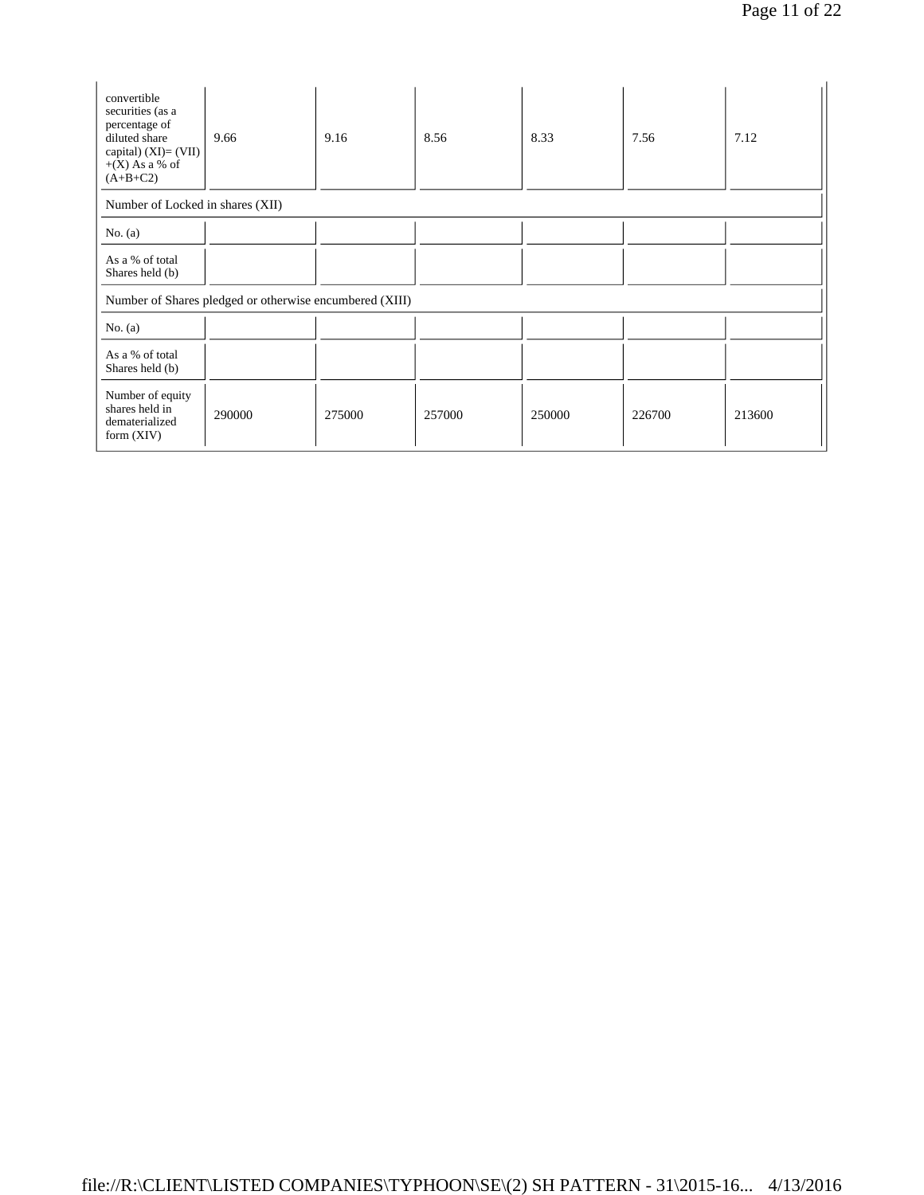| convertible securities (as a percentage of diluted share capital) (XI)= (VII)+(X) As a % of (A+B+C2) | 9.66 | 9.16 | 8.56 | 8.33 | 7.56 | 7.12 |
|---|---|---|---|---|---|---|
| Number of Locked in shares (XII) | | | | | | |
| No. (a) | | | | | | |
| As a % of total Shares held (b) | | | | | | |
| Number of Shares pledged or otherwise encumbered (XIII) | | | | | | |
| No. (a) | | | | | | |
| As a % of total Shares held (b) | | | | | | |
| Number of equity shares held in dematerialized form (XIV) | 290000 | 275000 | 257000 | 250000 | 226700 | 213600 |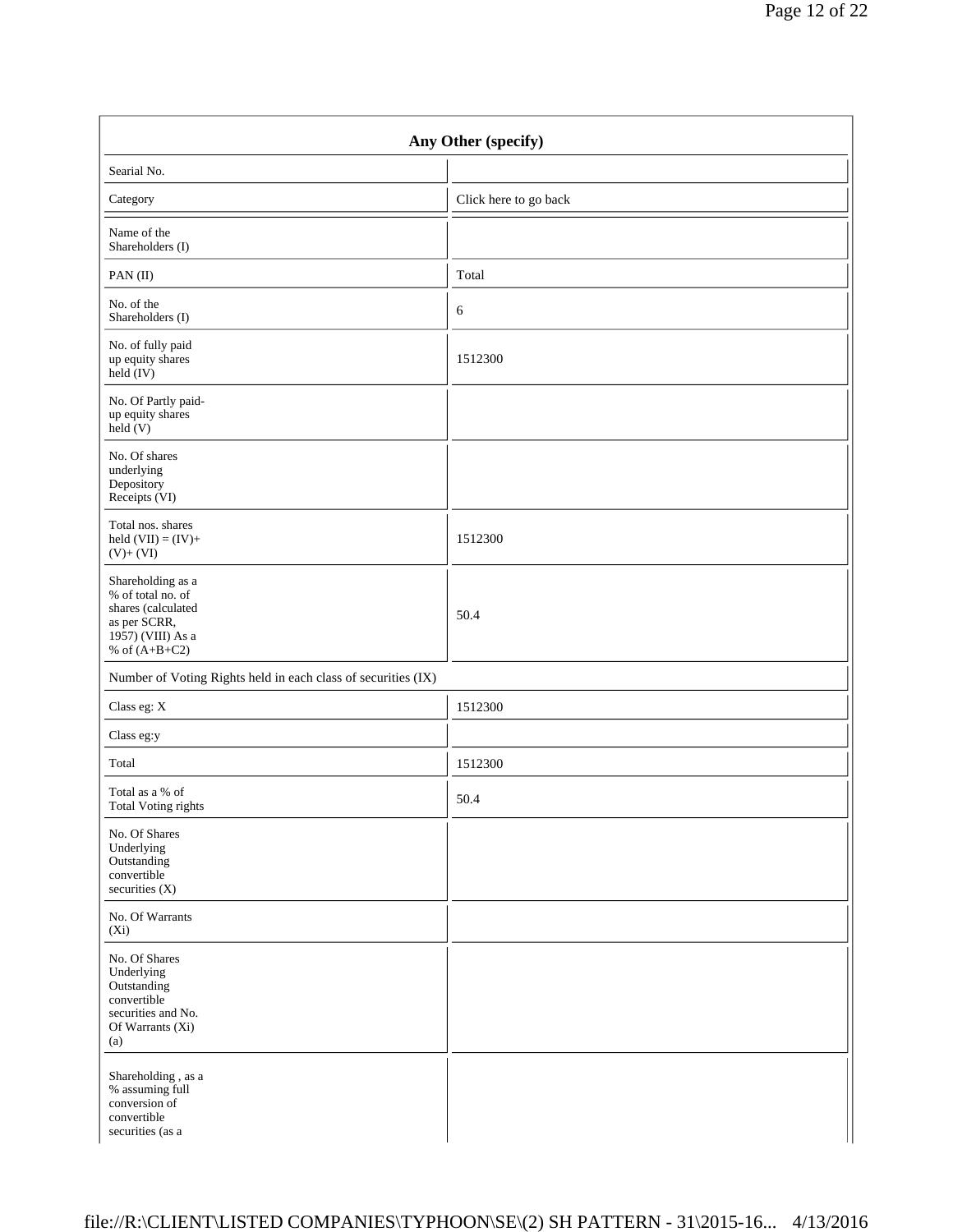| Any Other (specify) | |
|---|---|
| Searial No. | |
| Category | Click here to go back |
| Name of the Shareholders (I) | |
| PAN (II) | Total |
| No. of the Shareholders (I) | 6 |
| No. of fully paid up equity shares held (IV) | 1512300 |
| No. Of Partly paid-up equity shares held (V) | |
| No. Of shares underlying Depository Receipts (VI) | |
| Total nos. shares held (VII) = (IV)+ (V)+ (VI) | 1512300 |
| Shareholding as a % of total no. of shares (calculated as per SCRR, 1957) (VIII) As a % of (A+B+C2) | 50.4 |
| Number of Voting Rights held in each class of securities (IX) | |
| Class eg: X | 1512300 |
| Class eg:y | |
| Total | 1512300 |
| Total as a % of Total Voting rights | 50.4 |
| No. Of Shares Underlying Outstanding convertible securities (X) | |
| No. Of Warrants (Xi) | |
| No. Of Shares Underlying Outstanding convertible securities and No. Of Warrants (Xi) (a) | |
| Shareholding , as a % assuming full conversion of convertible securities (as a | |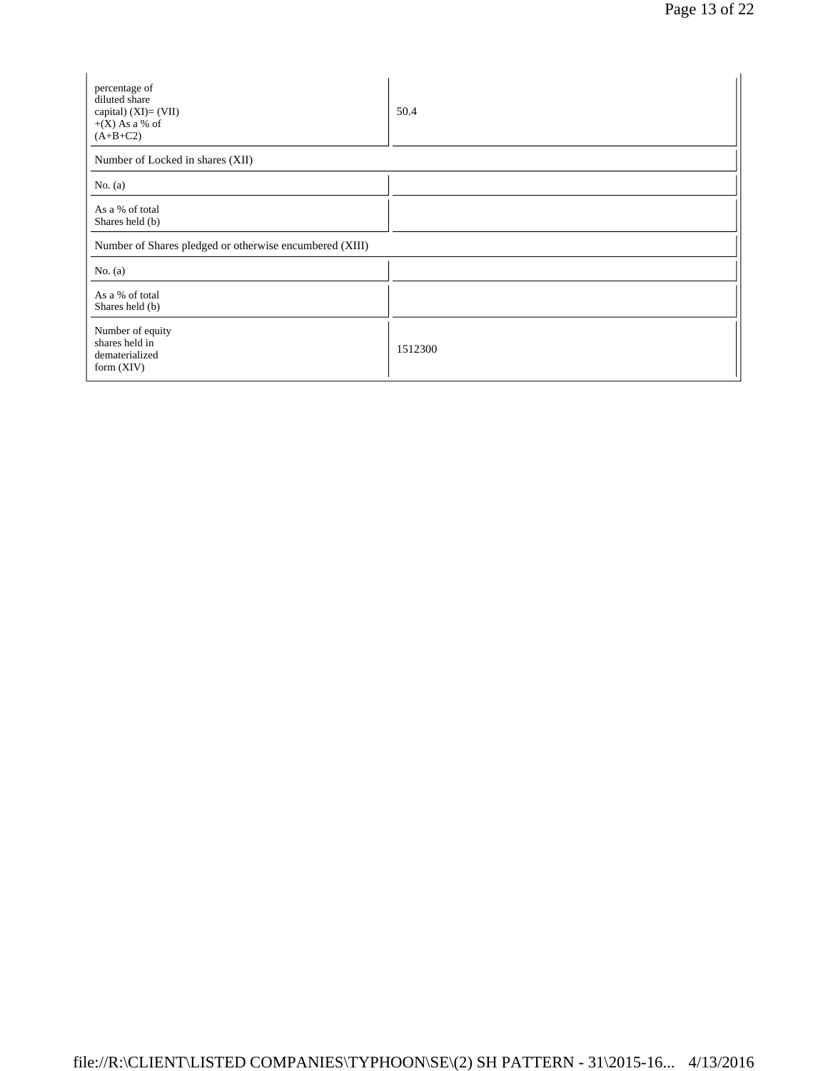| | |
|---|---|
| percentage of diluted share capital) (XI)= (VII) +(X) As a % of (A+B+C2) | 50.4 |
| Number of Locked in shares (XII) | |
| No. (a) | |
| As a % of total Shares held (b) | |
| Number of Shares pledged or otherwise encumbered (XIII) | |
| No. (a) | |
| As a % of total Shares held (b) | |
| Number of equity shares held in dematerialized form (XIV) | 1512300 |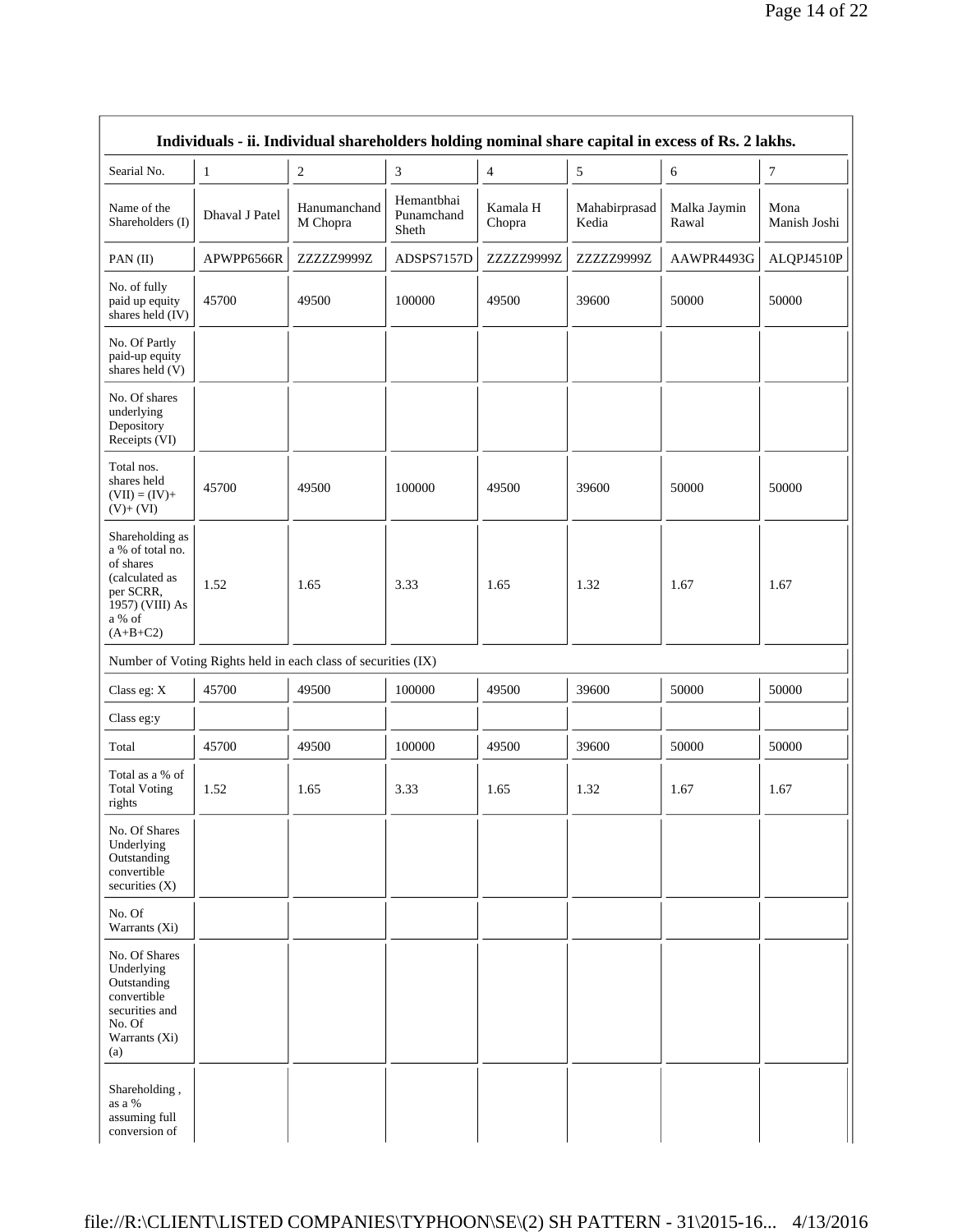| Individuals - ii. Individual shareholders holding nominal share capital in excess of Rs. 2 lakhs. | | | | | | | |
|---|---|---|---|---|---|---|---|
| Searial No. | 1 | 2 | 3 | 4 | 5 | 6 | 7 |
| Name of the Shareholders (I) | Dhaval J Patel | Hanumanchand M Chopra | Hemantbhai Punamchand Sheth | Kamala H Chopra | Mahabirprasad Kedia | Malka Jaymin Rawal | Mona Manish Joshi |
| PAN (II) | APWPP6566R | ZZZZZ9999Z | ADSPS7157D | ZZZZZ9999Z | ZZZZZ9999Z | AAWPR4493G | ALQPJ4510P |
| No. of fully paid up equity shares held (IV) | 45700 | 49500 | 100000 | 49500 | 39600 | 50000 | 50000 |
| No. Of Partly paid-up equity shares held (V) | | | | | | | |
| No. Of shares underlying Depository Receipts (VI) | | | | | | | |
| Total nos. shares held (VII) = (IV)+ (V)+ (VI) | 45700 | 49500 | 100000 | 49500 | 39600 | 50000 | 50000 |
| Shareholding as a % of total no. of shares (calculated as per SCRR, 1957) (VIII) As a % of (A+B+C2) | 1.52 | 1.65 | 3.33 | 1.65 | 1.32 | 1.67 | 1.67 |
| Number of Voting Rights held in each class of securities (IX) | | | | | | | |
| Class eg: X | 45700 | 49500 | 100000 | 49500 | 39600 | 50000 | 50000 |
| Class eg:y | | | | | | | |
| Total | 45700 | 49500 | 100000 | 49500 | 39600 | 50000 | 50000 |
| Total as a % of Total Voting rights | 1.52 | 1.65 | 3.33 | 1.65 | 1.32 | 1.67 | 1.67 |
| No. Of Shares Underlying Outstanding convertible securities (X) | | | | | | | |
| No. Of Warrants (Xi) | | | | | | | |
| No. Of Shares Underlying Outstanding convertible securities and No. Of Warrants (Xi) (a) | | | | | | | |
| Shareholding , as a % assuming full conversion of | | | | | | | |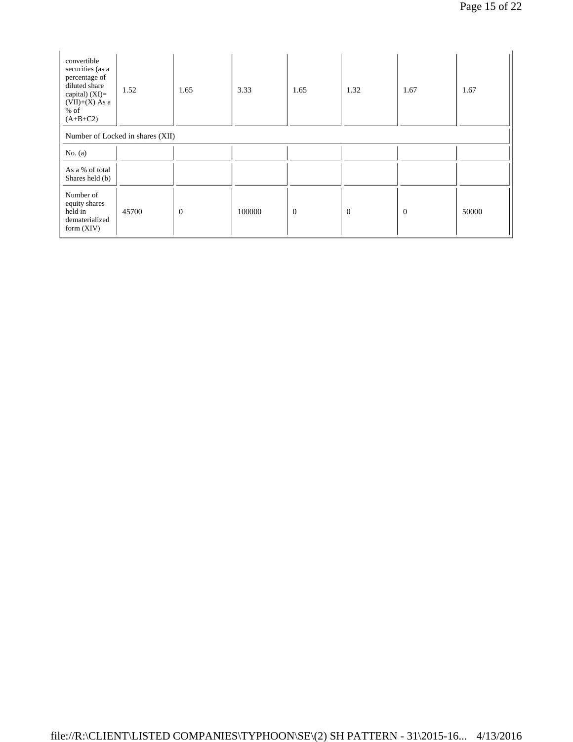| convertible securities (as a percentage of diluted share capital) (XI)= (VII)+(X) As a % of (A+B+C2) | 1.52 | 1.65 | 3.33 | 1.65 | 1.32 | 1.67 | 1.67 |
|---|---|---|---|---|---|---|---|
| Number of Locked in shares (XII) | | | | | | | |
| No. (a) | | | | | | | |
| As a % of total Shares held (b) | | | | | | | |
| Number of equity shares held in dematerialized form (XIV) | 45700 | 0 | 100000 | 0 | 0 | 0 | 50000 |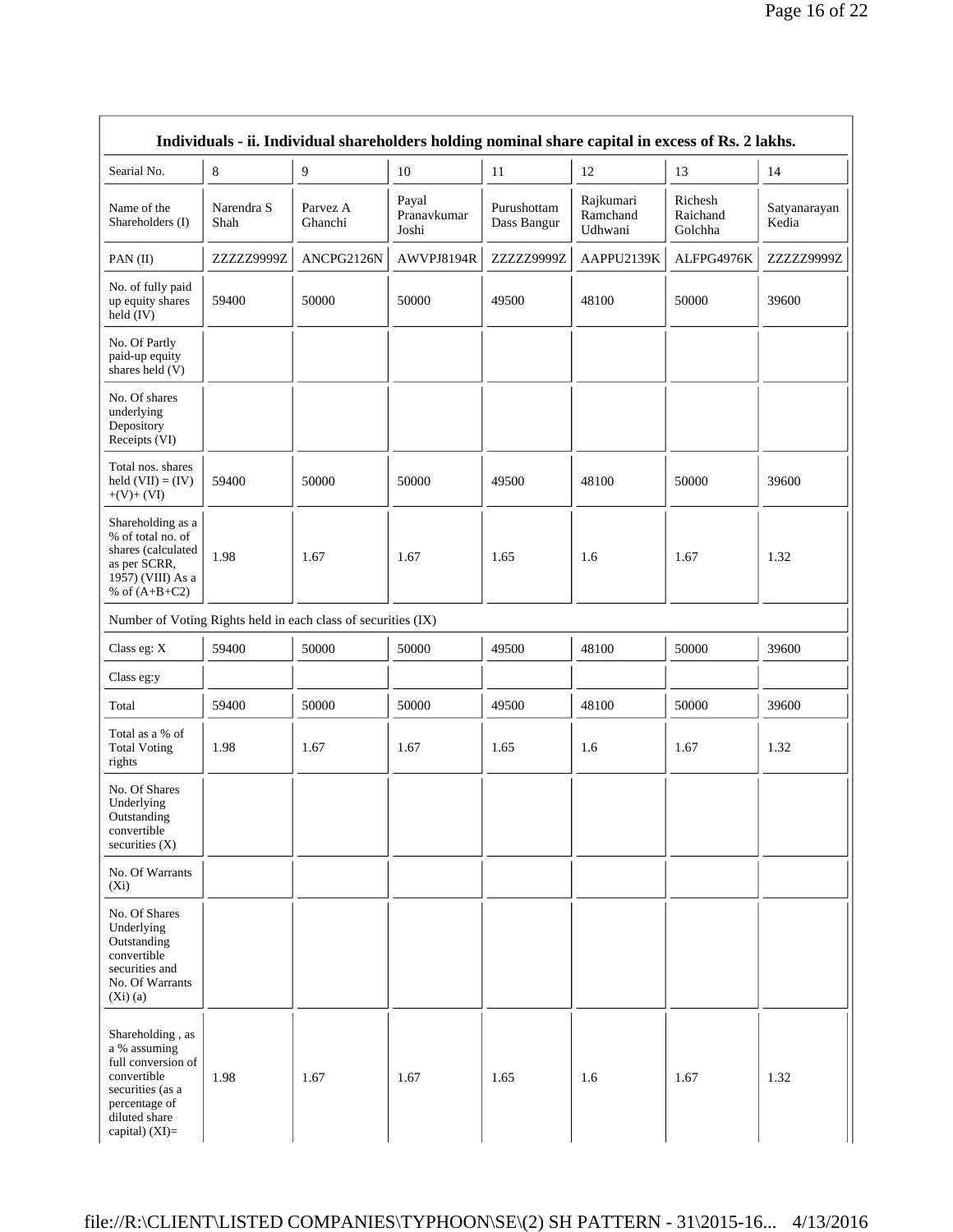| Individuals - ii. Individual shareholders holding nominal share capital in excess of Rs. 2 lakhs. | | | | | | | |
|---|---|---|---|---|---|---|---|
| Searial No. | 8 | 9 | 10 | 11 | 12 | 13 | 14 |
| Name of the Shareholders (I) | Narendra S Shah | Parvez A Ghanchi | Payal Pranavkumar Joshi | Purushottam Dass Bangur | Rajkumari Ramchand Udhwani | Richesh Raichand Golchha | Satyanarayan Kedia |
| PAN (II) | ZZZZZ9999Z | ANCPG2126N | AWVPJ8194R | ZZZZZ9999Z | AAPPU2139K | ALFPG4976K | ZZZZZ9999Z |
| No. of fully paid up equity shares held (IV) | 59400 | 50000 | 50000 | 49500 | 48100 | 50000 | 39600 |
| No. Of Partly paid-up equity shares held (V) | | | | | | | |
| No. Of shares underlying Depository Receipts (VI) | | | | | | | |
| Total nos. shares held (VII) = (IV) +(V)+ (VI) | 59400 | 50000 | 50000 | 49500 | 48100 | 50000 | 39600 |
| Shareholding as a % of total no. of shares (calculated as per SCRR, 1957) (VIII) As a % of (A+B+C2) | 1.98 | 1.67 | 1.67 | 1.65 | 1.6 | 1.67 | 1.32 |
| Number of Voting Rights held in each class of securities (IX) | | | | | | | |
| Class eg: X | 59400 | 50000 | 50000 | 49500 | 48100 | 50000 | 39600 |
| Class eg:y | | | | | | | |
| Total | 59400 | 50000 | 50000 | 49500 | 48100 | 50000 | 39600 |
| Total as a % of Total Voting rights | 1.98 | 1.67 | 1.67 | 1.65 | 1.6 | 1.67 | 1.32 |
| No. Of Shares Underlying Outstanding convertible securities (X) | | | | | | | |
| No. Of Warrants (Xi) | | | | | | | |
| No. Of Shares Underlying Outstanding convertible securities and No. Of Warrants (Xi) (a) | | | | | | | |
| Shareholding , as a % assuming full conversion of convertible securities (as a percentage of diluted share capital) (XI)= | 1.98 | 1.67 | 1.67 | 1.65 | 1.6 | 1.67 | 1.32 |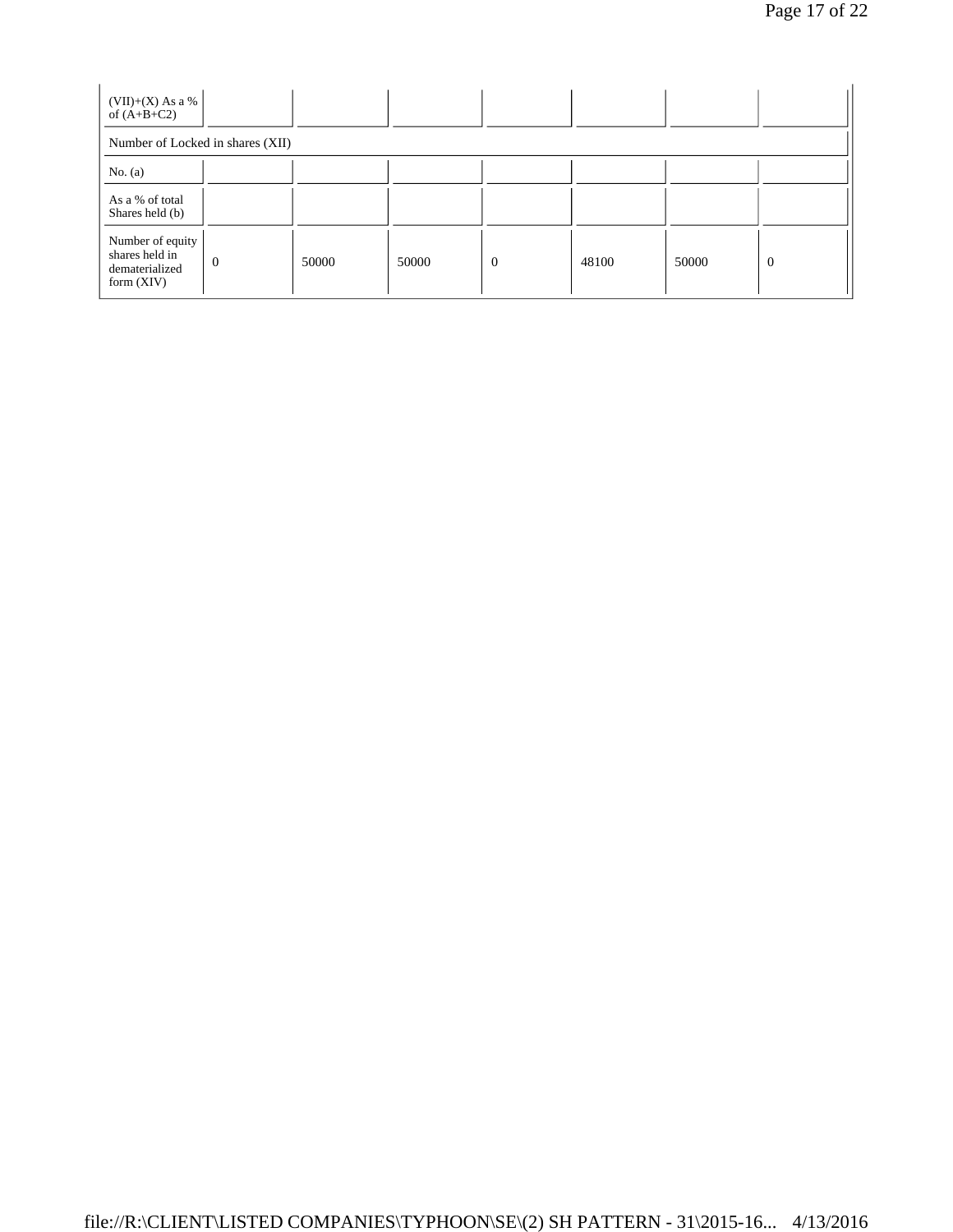| (VII)+(X) As a % of (A+B+C2) | | | | | | | |
|---|---|---|---|---|---|---|---|
| Number of Locked in shares (XII) | | | | | | | |
| No. (a) | | | | | | | |
| As a % of total Shares held (b) | | | | | | | |
| Number of equity shares held in dematerialized form (XIV) | 0 | 50000 | 50000 | 0 | 48100 | 50000 | 0 |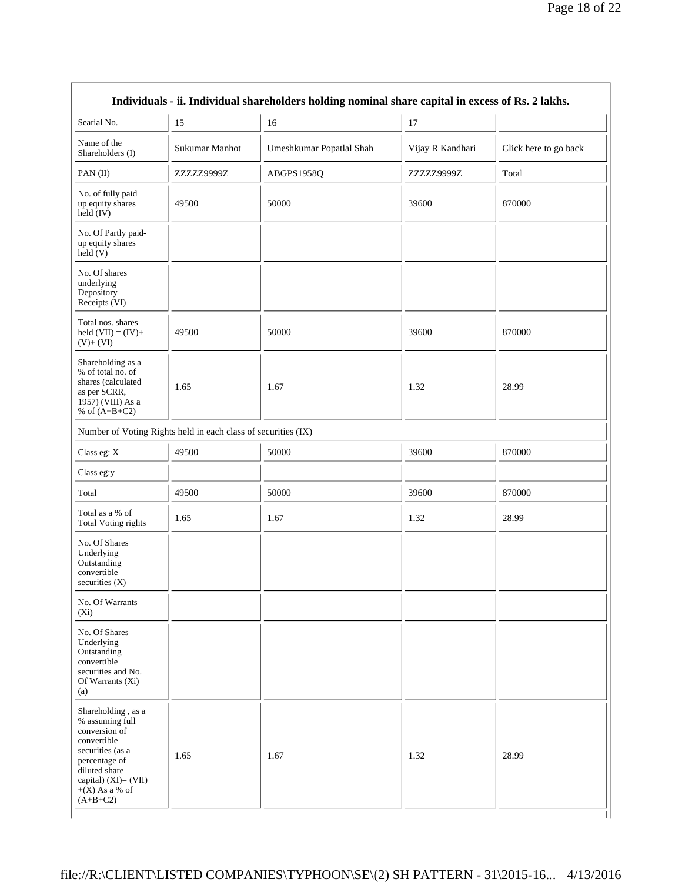| Individuals - ii. Individual shareholders holding nominal share capital in excess of Rs. 2 lakhs. | | | | |
|---|---|---|---|---|
| Searial No. | 15 | 16 | 17 | |
| Name of the Shareholders (I) | Sukumar Manhot | Umeshkumar Popatlal Shah | Vijay R Kandhari | Click here to go back |
| PAN (II) | ZZZZZ9999Z | ABGPS1958Q | ZZZZZ9999Z | Total |
| No. of fully paid up equity shares held (IV) | 49500 | 50000 | 39600 | 870000 |
| No. Of Partly paid-up equity shares held (V) | | | | |
| No. Of shares underlying Depository Receipts (VI) | | | | |
| Total nos. shares held (VII) = (IV)+ (V)+ (VI) | 49500 | 50000 | 39600 | 870000 |
| Shareholding as a % of total no. of shares (calculated as per SCRR, 1957) (VIII) As a % of (A+B+C2) | 1.65 | 1.67 | 1.32 | 28.99 |
| Number of Voting Rights held in each class of securities (IX) | | | | |
| Class eg: X | 49500 | 50000 | 39600 | 870000 |
| Class eg:y | | | | |
| Total | 49500 | 50000 | 39600 | 870000 |
| Total as a % of Total Voting rights | 1.65 | 1.67 | 1.32 | 28.99 |
| No. Of Shares Underlying Outstanding convertible securities (X) | | | | |
| No. Of Warrants (Xi) | | | | |
| No. Of Shares Underlying Outstanding convertible securities and No. Of Warrants (Xi) (a) | | | | |
| Shareholding , as a % assuming full conversion of convertible securities (as a percentage of diluted share capital) (XI)= (VII) +(X) As a % of (A+B+C2) | 1.65 | 1.67 | 1.32 | 28.99 |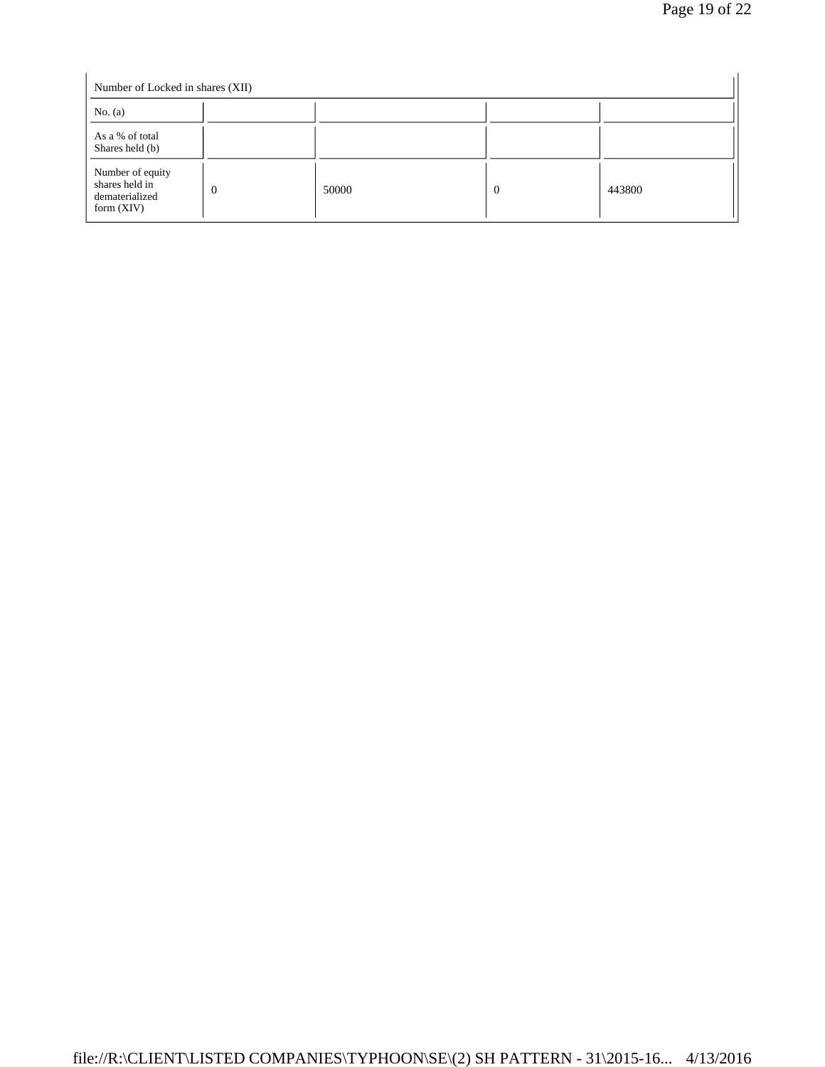| Number of Locked in shares (XII) | | | | |
|---|---|---|---|---|
| No. (a) | | | | |
| As a % of total Shares held (b) | | | | |
| Number of equity shares held in dematerialized form (XIV) | 0 | 50000 | 0 | 443800 |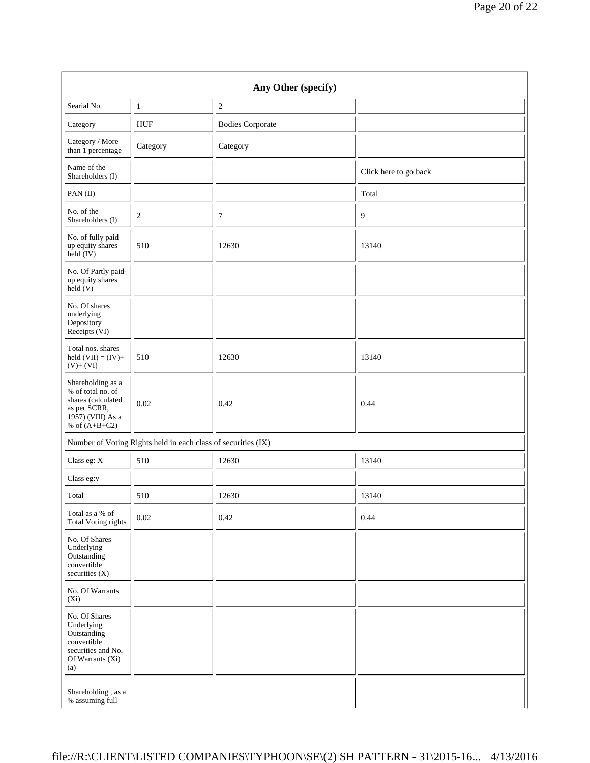| Any Other (specify) | | | |
|---|---|---|---|
| Searial No. | 1 | 2 | |
| Category | HUF | Bodies Corporate | |
| Category / More than 1 percentage | Category | Category | |
| Name of the Shareholders (I) | | | Click here to go back |
| PAN (II) | | | Total |
| No. of the Shareholders (I) | 2 | 7 | 9 |
| No. of fully paid up equity shares held (IV) | 510 | 12630 | 13140 |
| No. Of Partly paid-up equity shares held (V) | | | |
| No. Of shares underlying Depository Receipts (VI) | | | |
| Total nos. shares held (VII) = (IV)+ (V)+ (VI) | 510 | 12630 | 13140 |
| Shareholding as a % of total no. of shares (calculated as per SCRR, 1957) (VIII) As a % of (A+B+C2) | 0.02 | 0.42 | 0.44 |
| Number of Voting Rights held in each class of securities (IX) | | | |
| Class eg: X | 510 | 12630 | 13140 |
| Class eg:y | | | |
| Total | 510 | 12630 | 13140 |
| Total as a % of Total Voting rights | 0.02 | 0.42 | 0.44 |
| No. Of Shares Underlying Outstanding convertible securities (X) | | | |
| No. Of Warrants (Xi) | | | |
| No. Of Shares Underlying Outstanding convertible securities and No. Of Warrants (Xi) (a) | | | |
| Shareholding , as a % assuming full | | | |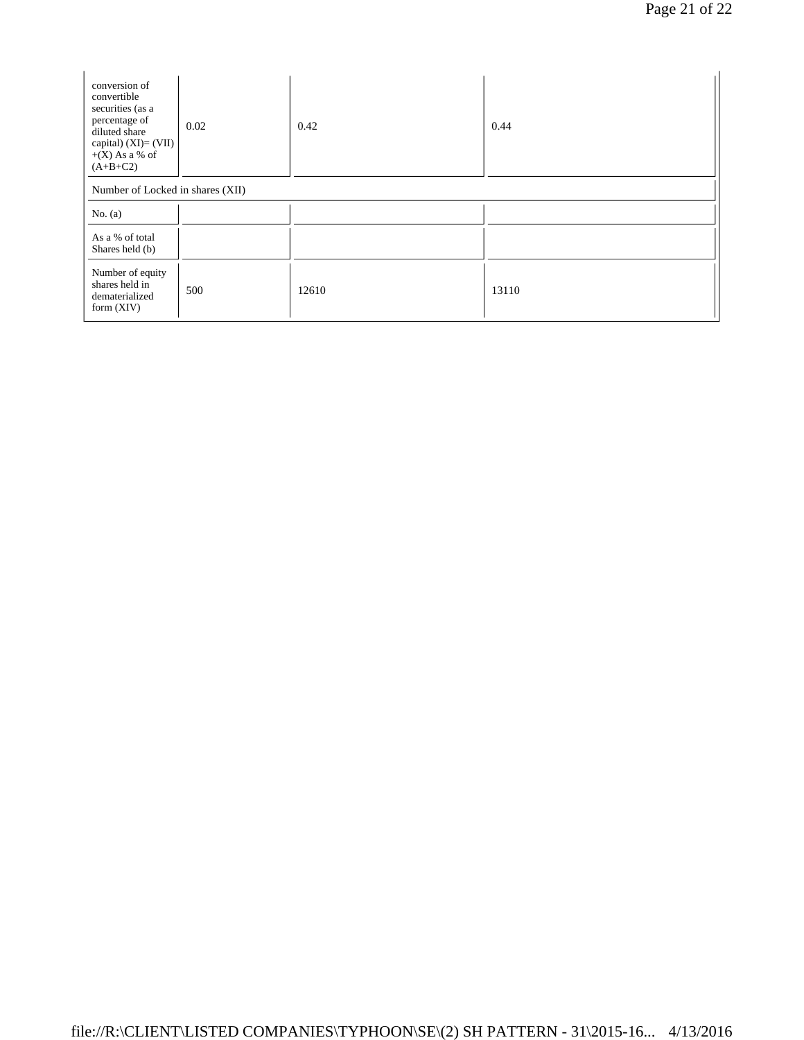| | | | |
|---|---|---|---|
| conversion of convertible securities (as a percentage of diluted share capital) (XI)= (VII) +(X) As a % of (A+B+C2) | 0.02 | 0.42 | 0.44 |
| Number of Locked in shares (XII) | | | |
| No. (a) | | | |
| As a % of total Shares held (b) | | | |
| Number of equity shares held in dematerialized form (XIV) | 500 | 12610 | 13110 |